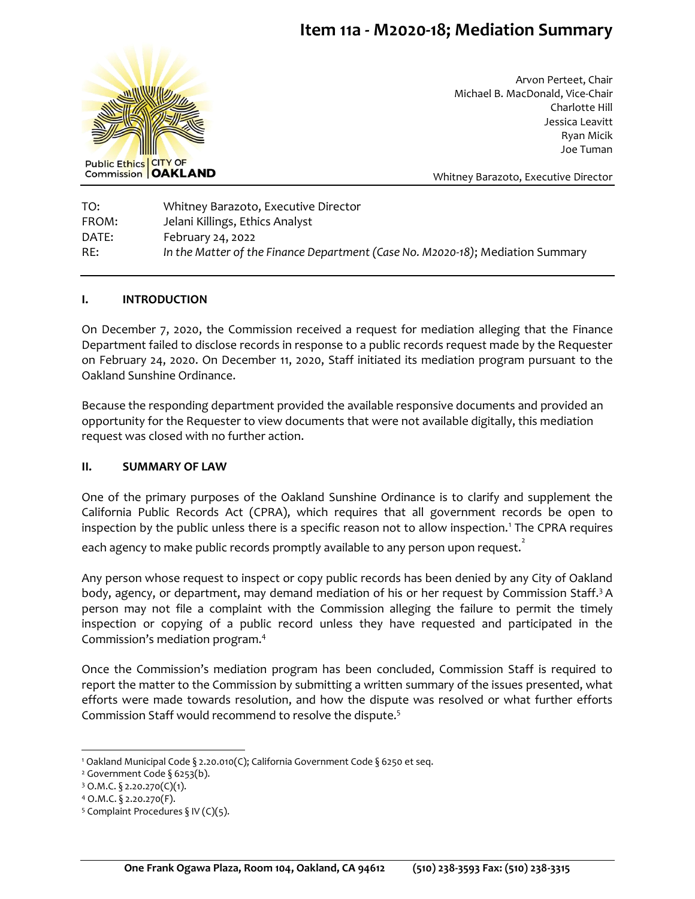# Item 11a - M2020-18; Mediation Summary

Public Ethics Commission | CITY OF OAKLAND

Arvon Perteet, Chair
Michael B. MacDonald, Vice-Chair
Charlotte Hill
Jessica Leavitt
Ryan Micik
Joe Tuman

Whitney Barazoto, Executive Director

TO: Whitney Barazoto, Executive Director
FROM: Jelani Killings, Ethics Analyst
DATE: February 24, 2022
RE: *In the Matter of the Finance Department (Case No. M2020-18)*; Mediation Summary

## I. INTRODUCTION

On December 7, 2020, the Commission received a request for mediation alleging that the Finance Department failed to disclose records in response to a public records request made by the Requester on February 24, 2020. On December 11, 2020, Staff initiated its mediation program pursuant to the Oakland Sunshine Ordinance.

Because the responding department provided the available responsive documents and provided an opportunity for the Requester to view documents that were not available digitally, this mediation request was closed with no further action.

## II. SUMMARY OF LAW

One of the primary purposes of the Oakland Sunshine Ordinance is to clarify and supplement the California Public Records Act (CPRA), which requires that all government records be open to inspection by the public unless there is a specific reason not to allow inspection.[1] The CPRA requires each agency to make public records promptly available to any person upon request.[2]

Any person whose request to inspect or copy public records has been denied by any City of Oakland body, agency, or department, may demand mediation of his or her request by Commission Staff.[3] A person may not file a complaint with the Commission alleging the failure to permit the timely inspection or copying of a public record unless they have requested and participated in the Commission's mediation program.[4]

Once the Commission's mediation program has been concluded, Commission Staff is required to report the matter to the Commission by submitting a written summary of the issues presented, what efforts were made towards resolution, and how the dispute was resolved or what further efforts Commission Staff would recommend to resolve the dispute.[5]

[1] Oakland Municipal Code § 2.20.010(C); California Government Code § 6250 et seq.
[2] Government Code § 6253(b).
[3] O.M.C. § 2.20.270(C)(1).
[4] O.M.C. § 2.20.270(F).
[5] Complaint Procedures § IV (C)(5).

One Frank Ogawa Plaza, Room 104, Oakland, CA 94612 (510) 238-3593 Fax: (510) 238-3315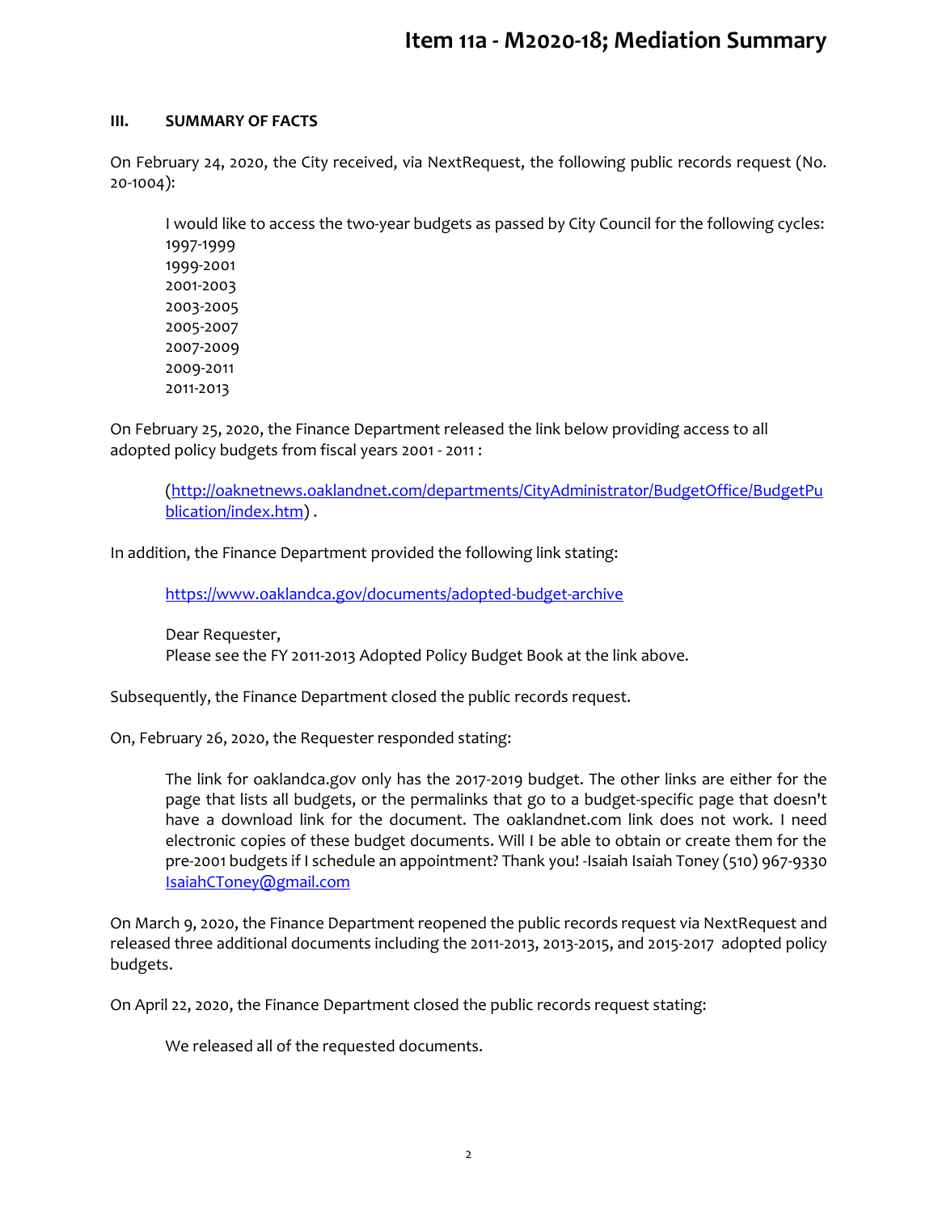### III. SUMMARY OF FACTS

On February 24, 2020, the City received, via NextRequest, the following public records request (No. 20-1004):

> I would like to access the two-year budgets as passed by City Council for the following cycles:
> 1997-1999
> 1999-2001
> 2001-2003
> 2003-2005
> 2005-2007
> 2007-2009
> 2009-2011
> 2011-2013

On February 25, 2020, the Finance Department released the link below providing access to all adopted policy budgets from fiscal years 2001 - 2011 :

> (http://oaknetnews.oaklandnet.com/departments/CityAdministrator/BudgetOffice/BudgetPublication/index.htm) .

In addition, the Finance Department provided the following link stating:

> https://www.oaklandca.gov/documents/adopted-budget-archive
>
> Dear Requester,
> Please see the FY 2011-2013 Adopted Policy Budget Book at the link above.

Subsequently, the Finance Department closed the public records request.

On, February 26, 2020, the Requester responded stating:

> The link for oaklandca.gov only has the 2017-2019 budget. The other links are either for the page that lists all budgets, or the permalinks that go to a budget-specific page that doesn't have a download link for the document. The oaklandnet.com link does not work. I need electronic copies of these budget documents. Will I be able to obtain or create them for the pre-2001 budgets if I schedule an appointment? Thank you! -Isaiah Isaiah Toney (510) 967-9330 IsaiahCToney@gmail.com

On March 9, 2020, the Finance Department reopened the public records request via NextRequest and released three additional documents including the 2011-2013, 2013-2015, and 2015-2017 adopted policy budgets.

On April 22, 2020, the Finance Department closed the public records request stating:

> We released all of the requested documents.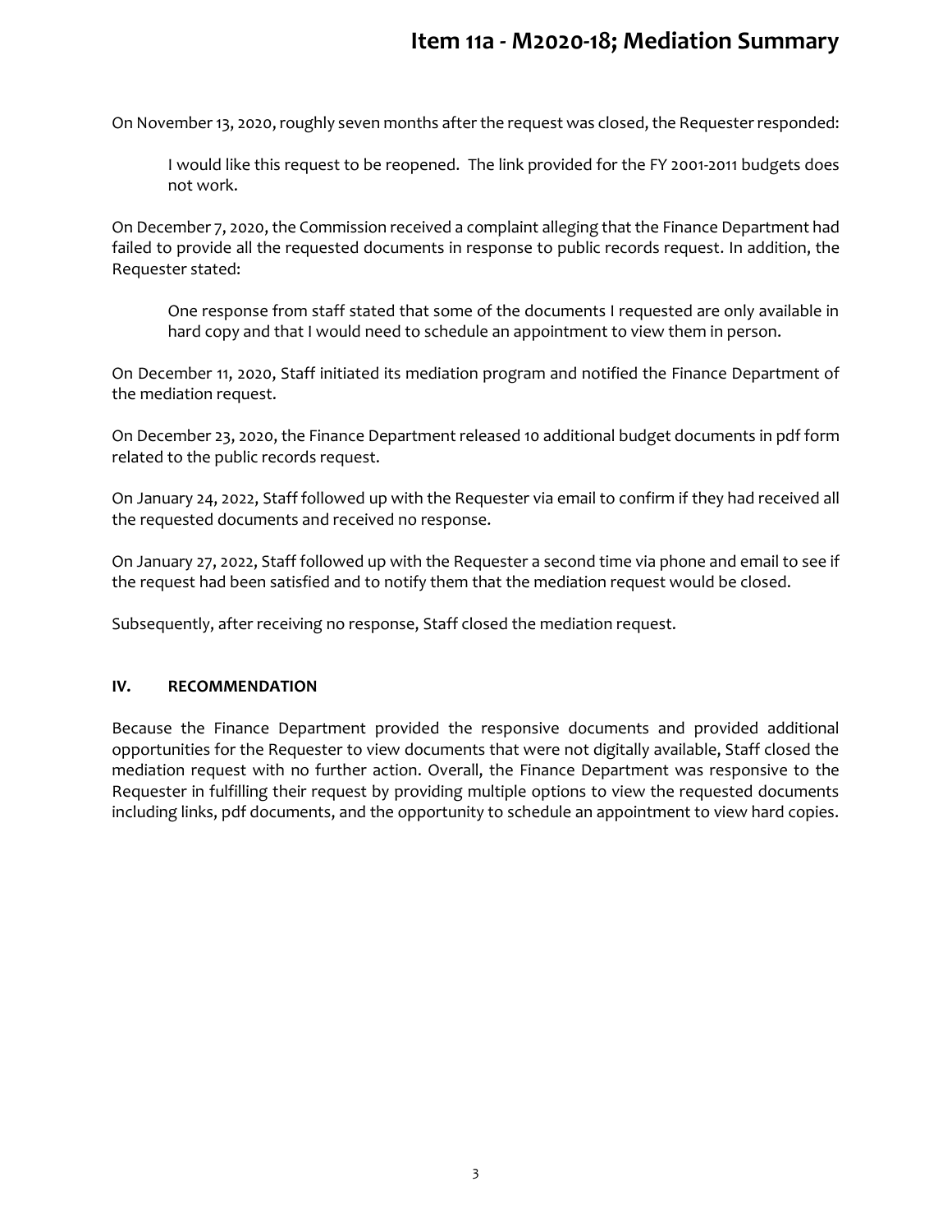On November 13, 2020, roughly seven months after the request was closed, the Requester responded:

> I would like this request to be reopened. The link provided for the FY 2001-2011 budgets does not work.

On December 7, 2020, the Commission received a complaint alleging that the Finance Department had failed to provide all the requested documents in response to public records request. In addition, the Requester stated:

> One response from staff stated that some of the documents I requested are only available in hard copy and that I would need to schedule an appointment to view them in person.

On December 11, 2020, Staff initiated its mediation program and notified the Finance Department of the mediation request.

On December 23, 2020, the Finance Department released 10 additional budget documents in pdf form related to the public records request.

On January 24, 2022, Staff followed up with the Requester via email to confirm if they had received all the requested documents and received no response.

On January 27, 2022, Staff followed up with the Requester a second time via phone and email to see if the request had been satisfied and to notify them that the mediation request would be closed.

Subsequently, after receiving no response, Staff closed the mediation request.

## IV. RECOMMENDATION

Because the Finance Department provided the responsive documents and provided additional opportunities for the Requester to view documents that were not digitally available, Staff closed the mediation request with no further action. Overall, the Finance Department was responsive to the Requester in fulfilling their request by providing multiple options to view the requested documents including links, pdf documents, and the opportunity to schedule an appointment to view hard copies.